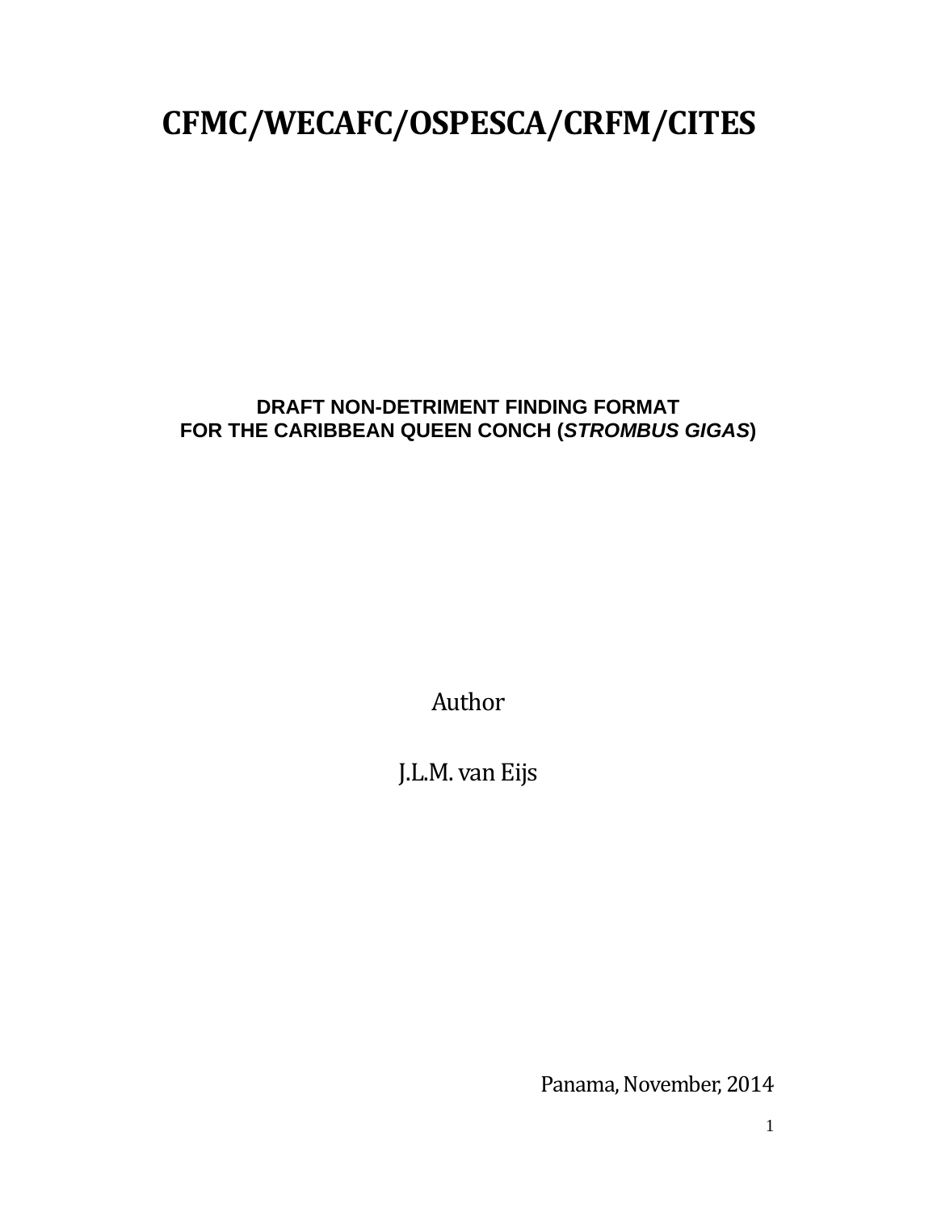# CFMC/WECAFC/OSPESCA/CRFM/CITES

## DRAFT NON-DETRIMENT FINDING FORMAT FOR THE CARIBBEAN QUEEN CONCH (*STROMBUS GIGAS*)

Author

J.L.M. van Eijs

Panama, November, 2014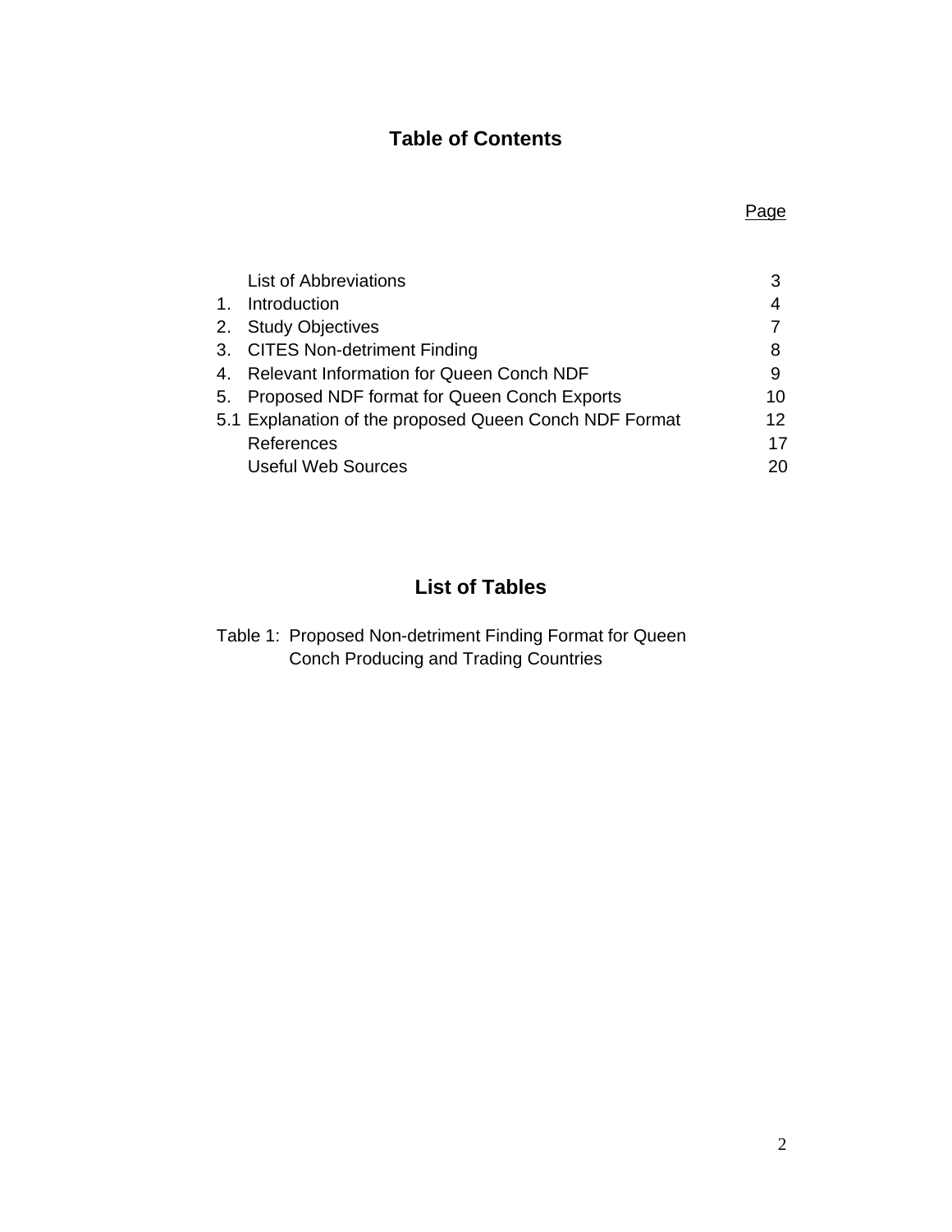# Table of Contents

| | | Page |
|---|---|---|
| | List of Abbreviations | 3 |
| 1. | Introduction | 4 |
| 2. | Study Objectives | 7 |
| 3. | CITES Non-detriment Finding | 8 |
| 4. | Relevant Information for Queen Conch NDF | 9 |
| 5. | Proposed NDF format for Queen Conch Exports | 10 |
| 5.1 | Explanation of the proposed Queen Conch NDF Format | 12 |
| | References | 17 |
| | Useful Web Sources | 20 |

# List of Tables

Table 1: Proposed Non-detriment Finding Format for Queen Conch Producing and Trading Countries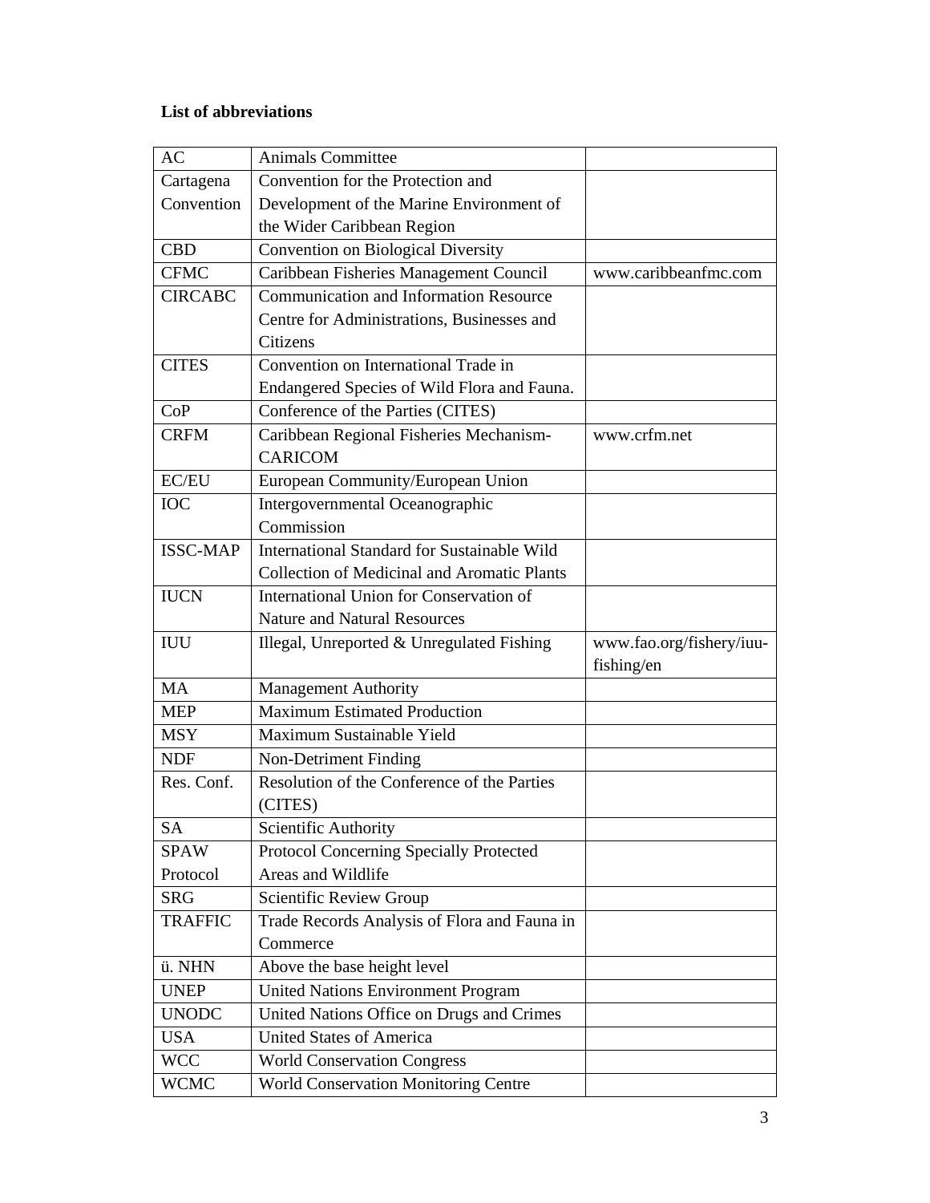**List of abbreviations**

| | | |
|---|---|---|
| AC | Animals Committee | |
| Cartagena Convention | Convention for the Protection and Development of the Marine Environment of the Wider Caribbean Region | |
| CBD | Convention on Biological Diversity | |
| CFMC | Caribbean Fisheries Management Council | www.caribbeanfmc.com |
| CIRCABC | Communication and Information Resource Centre for Administrations, Businesses and Citizens | |
| CITES | Convention on International Trade in Endangered Species of Wild Flora and Fauna. | |
| CoP | Conference of the Parties (CITES) | |
| CRFM | Caribbean Regional Fisheries Mechanism-CARICOM | www.crfm.net |
| EC/EU | European Community/European Union | |
| IOC | Intergovernmental Oceanographic Commission | |
| ISSC-MAP | International Standard for Sustainable Wild Collection of Medicinal and Aromatic Plants | |
| IUCN | International Union for Conservation of Nature and Natural Resources | |
| IUU | Illegal, Unreported & Unregulated Fishing | www.fao.org/fishery/iuu-fishing/en |
| MA | Management Authority | |
| MEP | Maximum Estimated Production | |
| MSY | Maximum Sustainable Yield | |
| NDF | Non-Detriment Finding | |
| Res. Conf. | Resolution of the Conference of the Parties (CITES) | |
| SA | Scientific Authority | |
| SPAW Protocol | Protocol Concerning Specially Protected Areas and Wildlife | |
| SRG | Scientific Review Group | |
| TRAFFIC | Trade Records Analysis of Flora and Fauna in Commerce | |
| ü. NHN | Above the base height level | |
| UNEP | United Nations Environment Program | |
| UNODC | United Nations Office on Drugs and Crimes | |
| USA | United States of America | |
| WCC | World Conservation Congress | |
| WCMC | World Conservation Monitoring Centre | |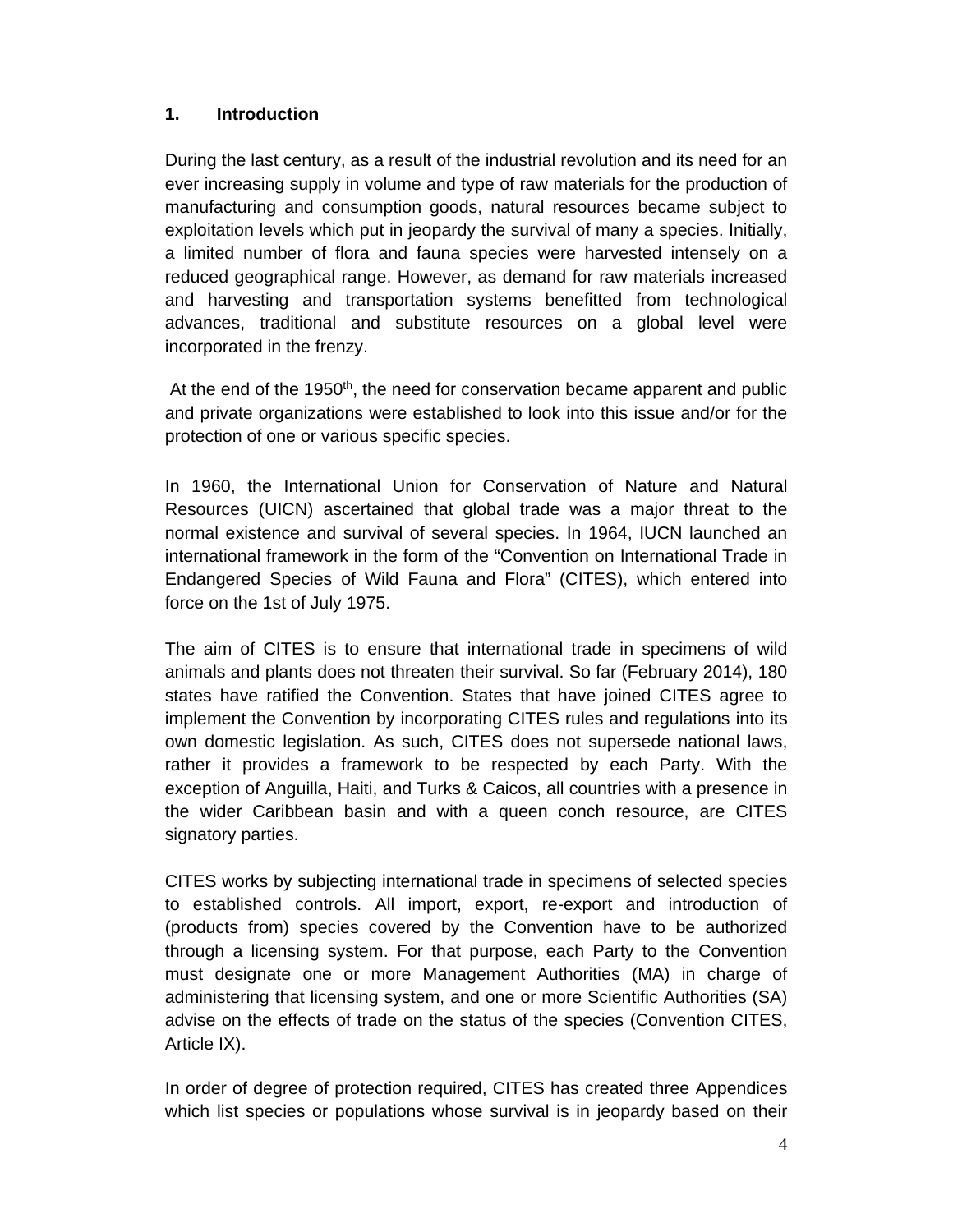## 1. Introduction

During the last century, as a result of the industrial revolution and its need for an ever increasing supply in volume and type of raw materials for the production of manufacturing and consumption goods, natural resources became subject to exploitation levels which put in jeopardy the survival of many a species. Initially, a limited number of flora and fauna species were harvested intensely on a reduced geographical range. However, as demand for raw materials increased and harvesting and transportation systems benefitted from technological advances, traditional and substitute resources on a global level were incorporated in the frenzy.

At the end of the 1950th, the need for conservation became apparent and public and private organizations were established to look into this issue and/or for the protection of one or various specific species.

In 1960, the International Union for Conservation of Nature and Natural Resources (UICN) ascertained that global trade was a major threat to the normal existence and survival of several species. In 1964, IUCN launched an international framework in the form of the "Convention on International Trade in Endangered Species of Wild Fauna and Flora" (CITES), which entered into force on the 1st of July 1975.

The aim of CITES is to ensure that international trade in specimens of wild animals and plants does not threaten their survival. So far (February 2014), 180 states have ratified the Convention. States that have joined CITES agree to implement the Convention by incorporating CITES rules and regulations into its own domestic legislation. As such, CITES does not supersede national laws, rather it provides a framework to be respected by each Party. With the exception of Anguilla, Haiti, and Turks & Caicos, all countries with a presence in the wider Caribbean basin and with a queen conch resource, are CITES signatory parties.

CITES works by subjecting international trade in specimens of selected species to established controls. All import, export, re-export and introduction of (products from) species covered by the Convention have to be authorized through a licensing system. For that purpose, each Party to the Convention must designate one or more Management Authorities (MA) in charge of administering that licensing system, and one or more Scientific Authorities (SA) advise on the effects of trade on the status of the species (Convention CITES, Article IX).

In order of degree of protection required, CITES has created three Appendices which list species or populations whose survival is in jeopardy based on their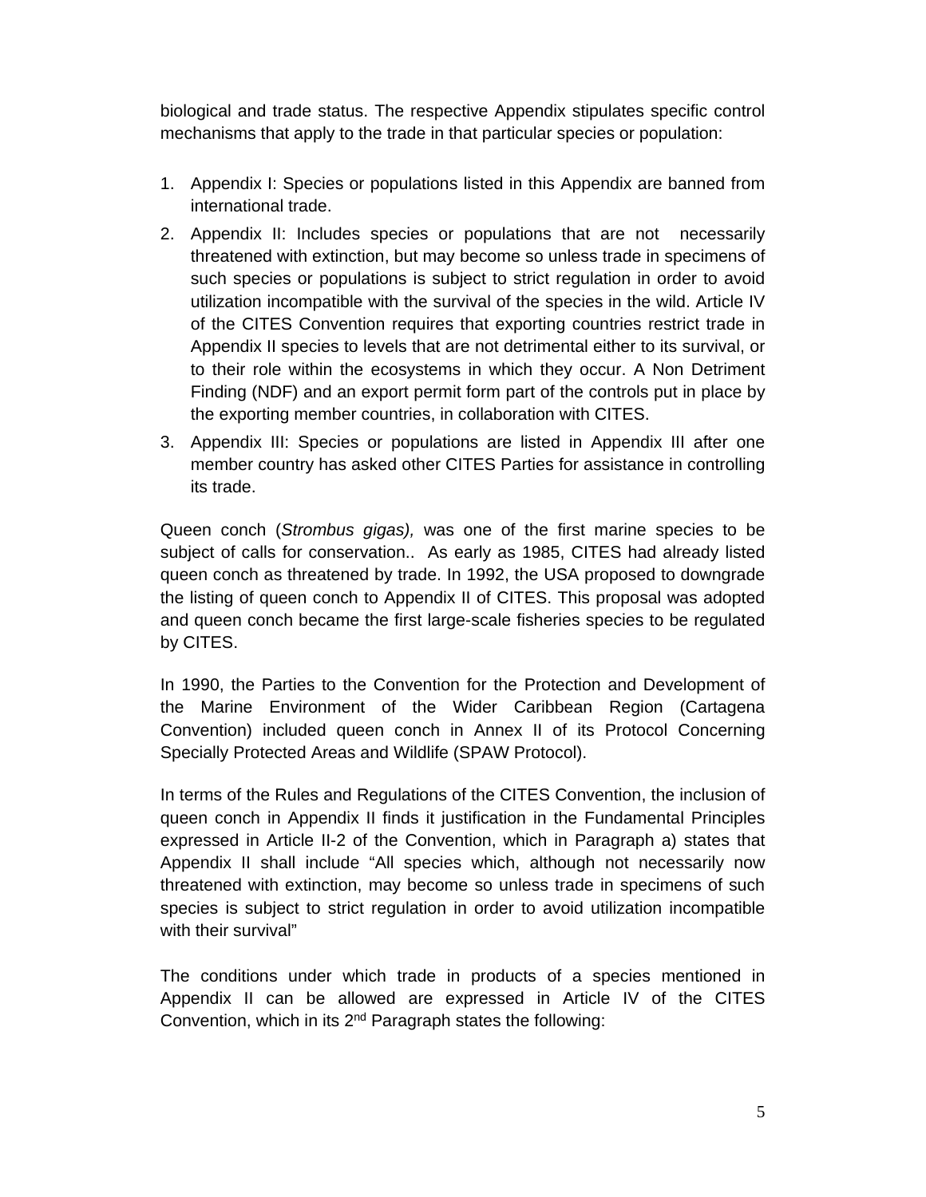biological and trade status. The respective Appendix stipulates specific control mechanisms that apply to the trade in that particular species or population:

1. Appendix I: Species or populations listed in this Appendix are banned from international trade.
2. Appendix II: Includes species or populations that are not necessarily threatened with extinction, but may become so unless trade in specimens of such species or populations is subject to strict regulation in order to avoid utilization incompatible with the survival of the species in the wild. Article IV of the CITES Convention requires that exporting countries restrict trade in Appendix II species to levels that are not detrimental either to its survival, or to their role within the ecosystems in which they occur. A Non Detriment Finding (NDF) and an export permit form part of the controls put in place by the exporting member countries, in collaboration with CITES.
3. Appendix III: Species or populations are listed in Appendix III after one member country has asked other CITES Parties for assistance in controlling its trade.

Queen conch (*Strombus gigas),* was one of the first marine species to be subject of calls for conservation.. As early as 1985, CITES had already listed queen conch as threatened by trade. In 1992, the USA proposed to downgrade the listing of queen conch to Appendix II of CITES. This proposal was adopted and queen conch became the first large-scale fisheries species to be regulated by CITES.

In 1990, the Parties to the Convention for the Protection and Development of the Marine Environment of the Wider Caribbean Region (Cartagena Convention) included queen conch in Annex II of its Protocol Concerning Specially Protected Areas and Wildlife (SPAW Protocol).

In terms of the Rules and Regulations of the CITES Convention, the inclusion of queen conch in Appendix II finds it justification in the Fundamental Principles expressed in Article II-2 of the Convention, which in Paragraph a) states that Appendix II shall include "All species which, although not necessarily now threatened with extinction, may become so unless trade in specimens of such species is subject to strict regulation in order to avoid utilization incompatible with their survival"

The conditions under which trade in products of a species mentioned in Appendix II can be allowed are expressed in Article IV of the CITES Convention, which in its 2nd Paragraph states the following: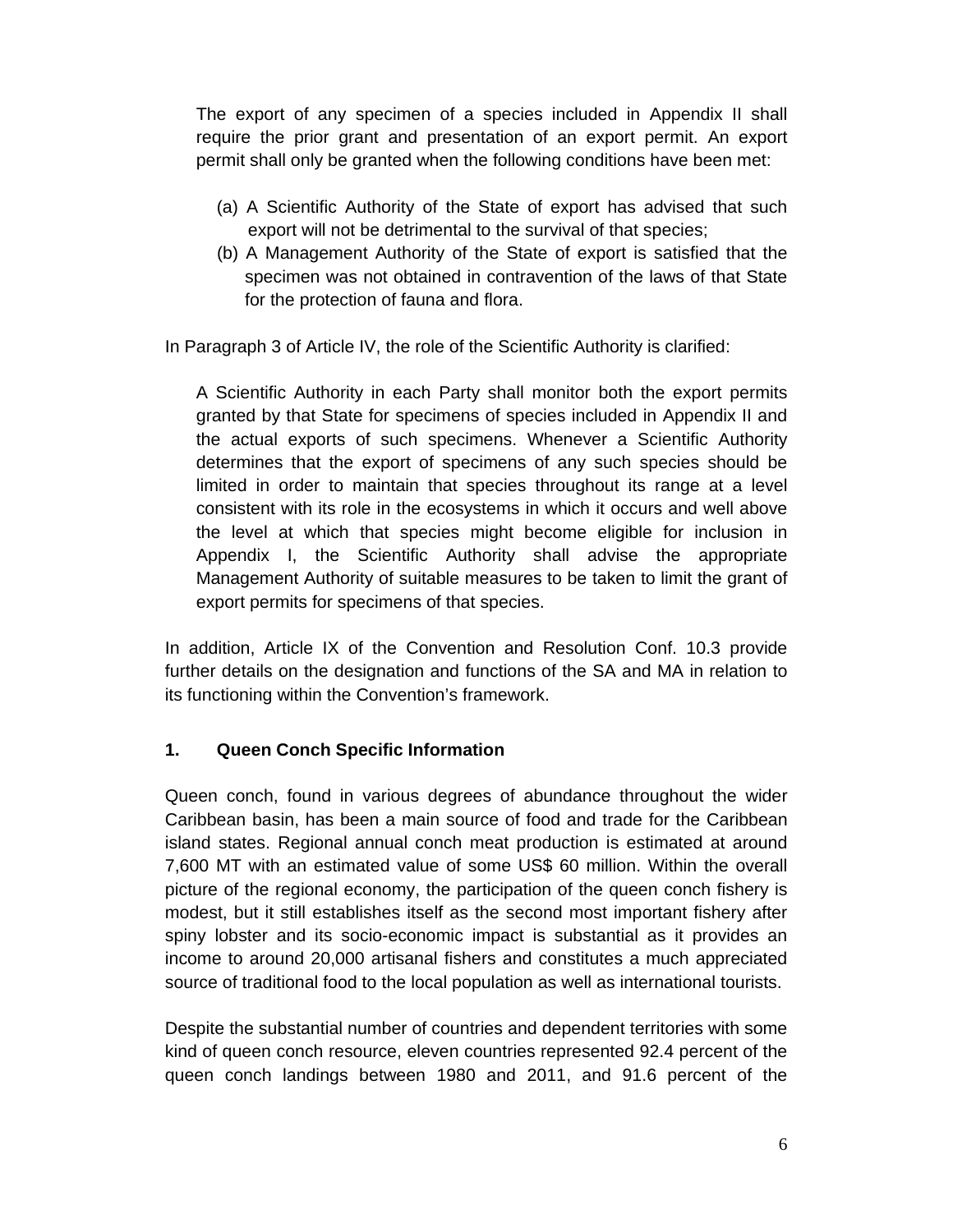> The export of any specimen of a species included in Appendix II shall require the prior grant and presentation of an export permit. An export permit shall only be granted when the following conditions have been met:
>
> (a) A Scientific Authority of the State of export has advised that such export will not be detrimental to the survival of that species;
> (b) A Management Authority of the State of export is satisfied that the specimen was not obtained in contravention of the laws of that State for the protection of fauna and flora.

In Paragraph 3 of Article IV, the role of the Scientific Authority is clarified:

> A Scientific Authority in each Party shall monitor both the export permits granted by that State for specimens of species included in Appendix II and the actual exports of such specimens. Whenever a Scientific Authority determines that the export of specimens of any such species should be limited in order to maintain that species throughout its range at a level consistent with its role in the ecosystems in which it occurs and well above the level at which that species might become eligible for inclusion in Appendix I, the Scientific Authority shall advise the appropriate Management Authority of suitable measures to be taken to limit the grant of export permits for specimens of that species.

In addition, Article IX of the Convention and Resolution Conf. 10.3 provide further details on the designation and functions of the SA and MA in relation to its functioning within the Convention's framework.

## 1. Queen Conch Specific Information

Queen conch, found in various degrees of abundance throughout the wider Caribbean basin, has been a main source of food and trade for the Caribbean island states. Regional annual conch meat production is estimated at around 7,600 MT with an estimated value of some US$ 60 million. Within the overall picture of the regional economy, the participation of the queen conch fishery is modest, but it still establishes itself as the second most important fishery after spiny lobster and its socio-economic impact is substantial as it provides an income to around 20,000 artisanal fishers and constitutes a much appreciated source of traditional food to the local population as well as international tourists.

Despite the substantial number of countries and dependent territories with some kind of queen conch resource, eleven countries represented 92.4 percent of the queen conch landings between 1980 and 2011, and 91.6 percent of the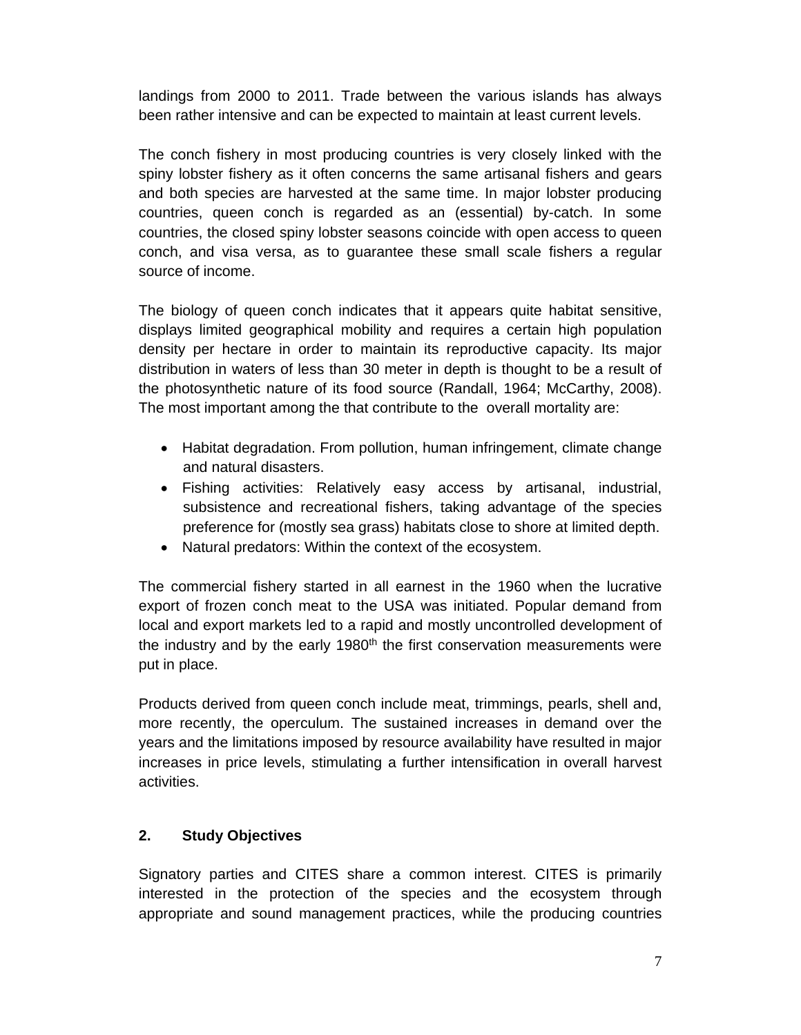landings from 2000 to 2011. Trade between the various islands has always been rather intensive and can be expected to maintain at least current levels.

The conch fishery in most producing countries is very closely linked with the spiny lobster fishery as it often concerns the same artisanal fishers and gears and both species are harvested at the same time. In major lobster producing countries, queen conch is regarded as an (essential) by-catch. In some countries, the closed spiny lobster seasons coincide with open access to queen conch, and visa versa, as to guarantee these small scale fishers a regular source of income.

The biology of queen conch indicates that it appears quite habitat sensitive, displays limited geographical mobility and requires a certain high population density per hectare in order to maintain its reproductive capacity. Its major distribution in waters of less than 30 meter in depth is thought to be a result of the photosynthetic nature of its food source (Randall, 1964; McCarthy, 2008). The most important among the that contribute to the overall mortality are:

- Habitat degradation. From pollution, human infringement, climate change and natural disasters.
- Fishing activities: Relatively easy access by artisanal, industrial, subsistence and recreational fishers, taking advantage of the species preference for (mostly sea grass) habitats close to shore at limited depth.
- Natural predators: Within the context of the ecosystem.

The commercial fishery started in all earnest in the 1960 when the lucrative export of frozen conch meat to the USA was initiated. Popular demand from local and export markets led to a rapid and mostly uncontrolled development of the industry and by the early 1980th the first conservation measurements were put in place.

Products derived from queen conch include meat, trimmings, pearls, shell and, more recently, the operculum. The sustained increases in demand over the years and the limitations imposed by resource availability have resulted in major increases in price levels, stimulating a further intensification in overall harvest activities.

## 2. Study Objectives

Signatory parties and CITES share a common interest. CITES is primarily interested in the protection of the species and the ecosystem through appropriate and sound management practices, while the producing countries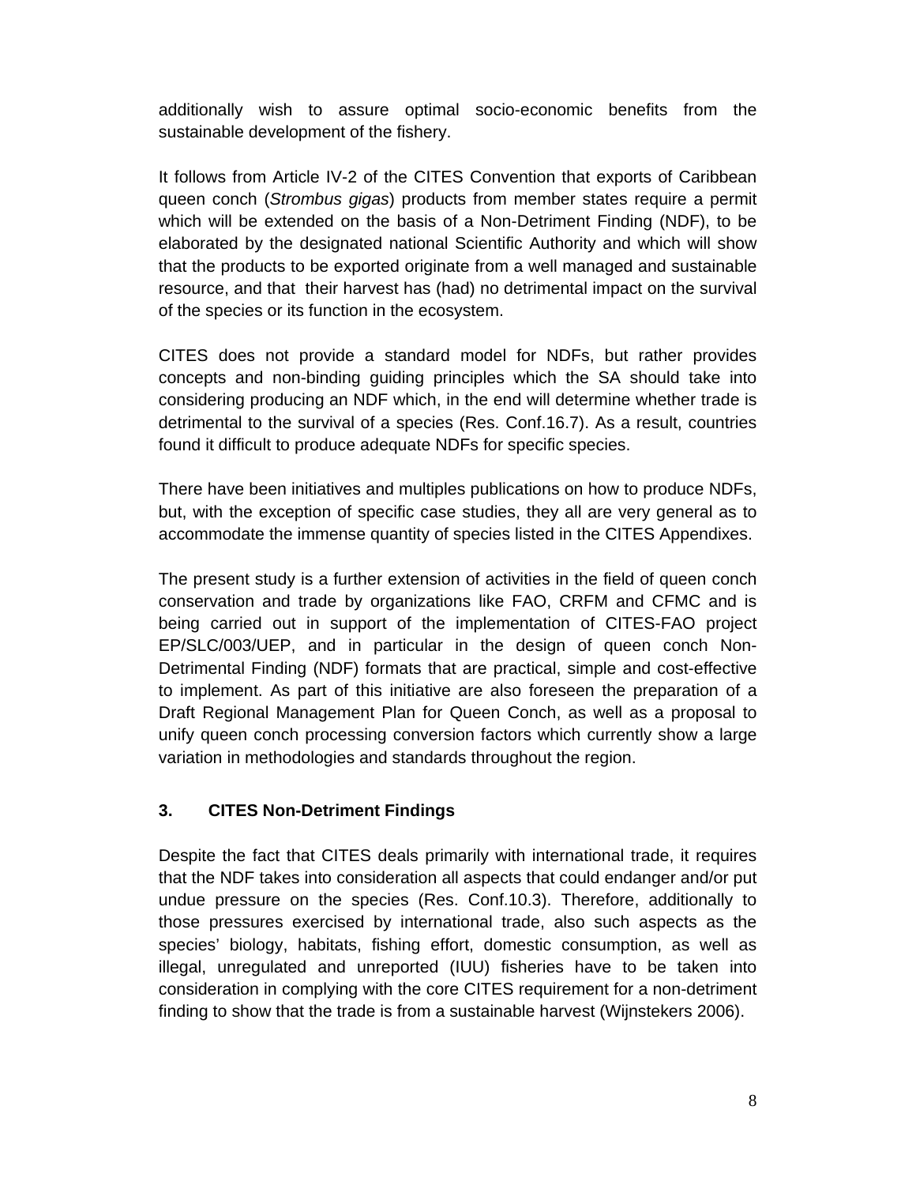additionally wish to assure optimal socio-economic benefits from the sustainable development of the fishery.

It follows from Article IV-2 of the CITES Convention that exports of Caribbean queen conch (*Strombus gigas*) products from member states require a permit which will be extended on the basis of a Non-Detriment Finding (NDF), to be elaborated by the designated national Scientific Authority and which will show that the products to be exported originate from a well managed and sustainable resource, and that their harvest has (had) no detrimental impact on the survival of the species or its function in the ecosystem.

CITES does not provide a standard model for NDFs, but rather provides concepts and non-binding guiding principles which the SA should take into considering producing an NDF which, in the end will determine whether trade is detrimental to the survival of a species (Res. Conf.16.7). As a result, countries found it difficult to produce adequate NDFs for specific species.

There have been initiatives and multiples publications on how to produce NDFs, but, with the exception of specific case studies, they all are very general as to accommodate the immense quantity of species listed in the CITES Appendixes.

The present study is a further extension of activities in the field of queen conch conservation and trade by organizations like FAO, CRFM and CFMC and is being carried out in support of the implementation of CITES-FAO project EP/SLC/003/UEP, and in particular in the design of queen conch Non-Detrimental Finding (NDF) formats that are practical, simple and cost-effective to implement. As part of this initiative are also foreseen the preparation of a Draft Regional Management Plan for Queen Conch, as well as a proposal to unify queen conch processing conversion factors which currently show a large variation in methodologies and standards throughout the region.

## 3. CITES Non-Detriment Findings

Despite the fact that CITES deals primarily with international trade, it requires that the NDF takes into consideration all aspects that could endanger and/or put undue pressure on the species (Res. Conf.10.3). Therefore, additionally to those pressures exercised by international trade, also such aspects as the species' biology, habitats, fishing effort, domestic consumption, as well as illegal, unregulated and unreported (IUU) fisheries have to be taken into consideration in complying with the core CITES requirement for a non-detriment finding to show that the trade is from a sustainable harvest (Wijnstekers 2006).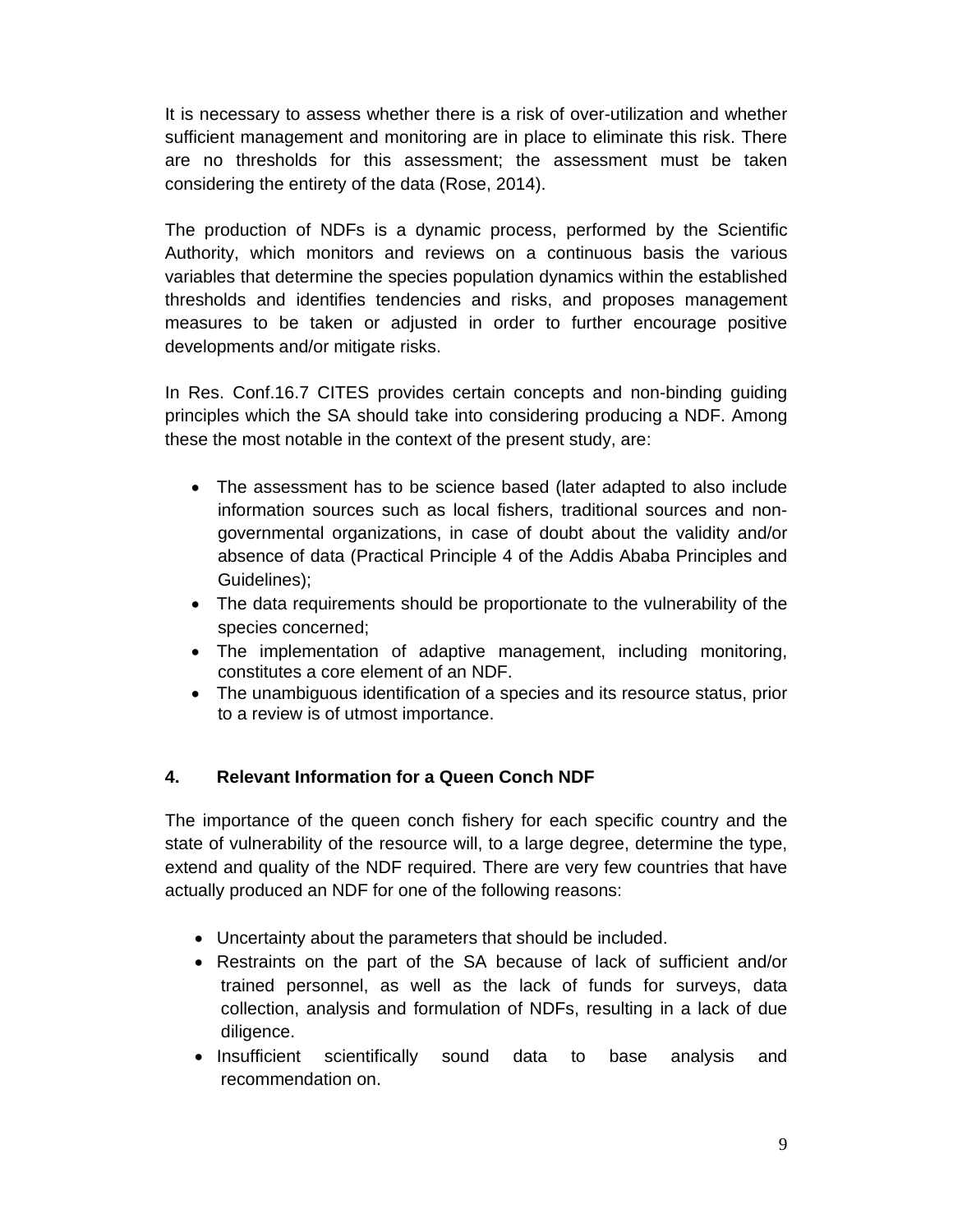It is necessary to assess whether there is a risk of over-utilization and whether sufficient management and monitoring are in place to eliminate this risk. There are no thresholds for this assessment; the assessment must be taken considering the entirety of the data (Rose, 2014).

The production of NDFs is a dynamic process, performed by the Scientific Authority, which monitors and reviews on a continuous basis the various variables that determine the species population dynamics within the established thresholds and identifies tendencies and risks, and proposes management measures to be taken or adjusted in order to further encourage positive developments and/or mitigate risks.

In Res. Conf.16.7 CITES provides certain concepts and non-binding guiding principles which the SA should take into considering producing a NDF. Among these the most notable in the context of the present study, are:

- The assessment has to be science based (later adapted to also include information sources such as local fishers, traditional sources and non-governmental organizations, in case of doubt about the validity and/or absence of data (Practical Principle 4 of the Addis Ababa Principles and Guidelines);
- The data requirements should be proportionate to the vulnerability of the species concerned;
- The implementation of adaptive management, including monitoring, constitutes a core element of an NDF.
- The unambiguous identification of a species and its resource status, prior to a review is of utmost importance.

## 4. Relevant Information for a Queen Conch NDF

The importance of the queen conch fishery for each specific country and the state of vulnerability of the resource will, to a large degree, determine the type, extend and quality of the NDF required. There are very few countries that have actually produced an NDF for one of the following reasons:

- Uncertainty about the parameters that should be included.
- Restraints on the part of the SA because of lack of sufficient and/or trained personnel, as well as the lack of funds for surveys, data collection, analysis and formulation of NDFs, resulting in a lack of due diligence.
- Insufficient scientifically sound data to base analysis and recommendation on.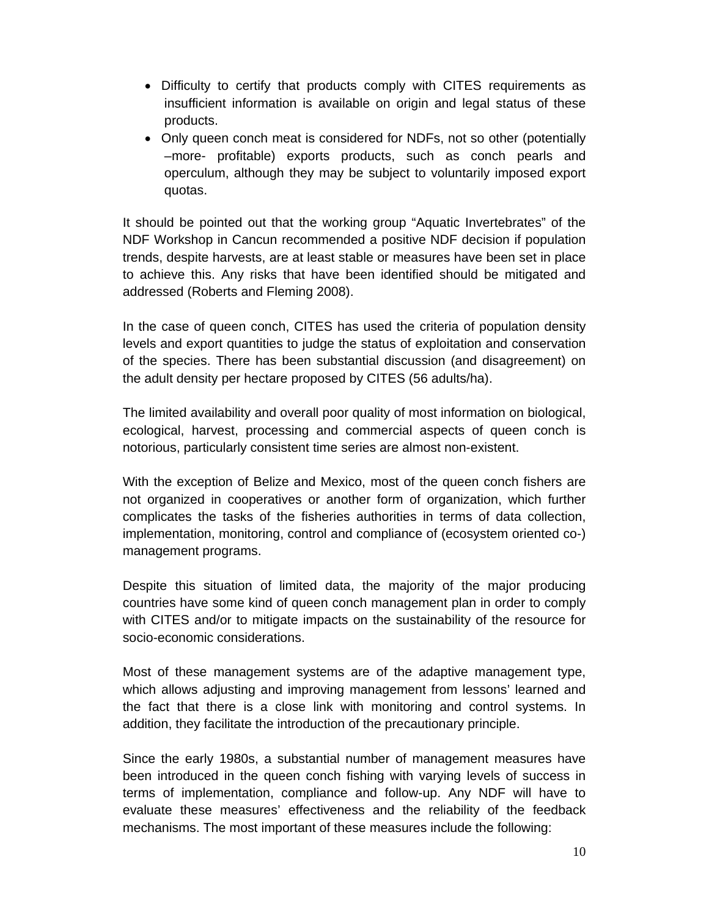- Difficulty to certify that products comply with CITES requirements as insufficient information is available on origin and legal status of these products.
- Only queen conch meat is considered for NDFs, not so other (potentially –more- profitable) exports products, such as conch pearls and operculum, although they may be subject to voluntarily imposed export quotas.

It should be pointed out that the working group "Aquatic Invertebrates" of the NDF Workshop in Cancun recommended a positive NDF decision if population trends, despite harvests, are at least stable or measures have been set in place to achieve this. Any risks that have been identified should be mitigated and addressed (Roberts and Fleming 2008).

In the case of queen conch, CITES has used the criteria of population density levels and export quantities to judge the status of exploitation and conservation of the species. There has been substantial discussion (and disagreement) on the adult density per hectare proposed by CITES (56 adults/ha).

The limited availability and overall poor quality of most information on biological, ecological, harvest, processing and commercial aspects of queen conch is notorious, particularly consistent time series are almost non-existent.

With the exception of Belize and Mexico, most of the queen conch fishers are not organized in cooperatives or another form of organization, which further complicates the tasks of the fisheries authorities in terms of data collection, implementation, monitoring, control and compliance of (ecosystem oriented co-) management programs.

Despite this situation of limited data, the majority of the major producing countries have some kind of queen conch management plan in order to comply with CITES and/or to mitigate impacts on the sustainability of the resource for socio-economic considerations.

Most of these management systems are of the adaptive management type, which allows adjusting and improving management from lessons' learned and the fact that there is a close link with monitoring and control systems. In addition, they facilitate the introduction of the precautionary principle.

Since the early 1980s, a substantial number of management measures have been introduced in the queen conch fishing with varying levels of success in terms of implementation, compliance and follow-up. Any NDF will have to evaluate these measures' effectiveness and the reliability of the feedback mechanisms. The most important of these measures include the following: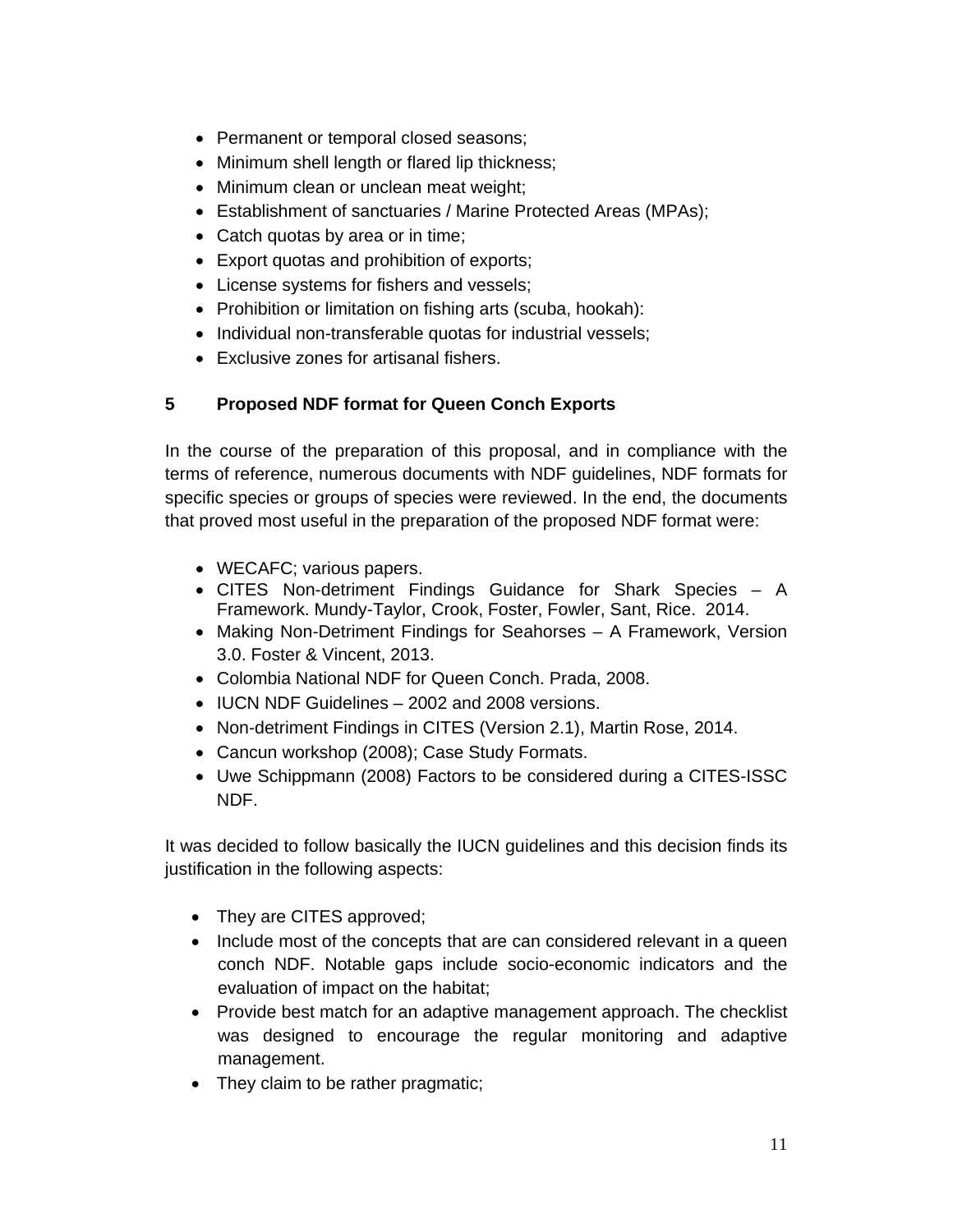- Permanent or temporal closed seasons;
- Minimum shell length or flared lip thickness;
- Minimum clean or unclean meat weight;
- Establishment of sanctuaries / Marine Protected Areas (MPAs);
- Catch quotas by area or in time;
- Export quotas and prohibition of exports;
- License systems for fishers and vessels;
- Prohibition or limitation on fishing arts (scuba, hookah):
- Individual non-transferable quotas for industrial vessels;
- Exclusive zones for artisanal fishers.

## 5 Proposed NDF format for Queen Conch Exports

In the course of the preparation of this proposal, and in compliance with the terms of reference, numerous documents with NDF guidelines, NDF formats for specific species or groups of species were reviewed. In the end, the documents that proved most useful in the preparation of the proposed NDF format were:

- WECAFC; various papers.
- CITES Non-detriment Findings Guidance for Shark Species – A Framework. Mundy-Taylor, Crook, Foster, Fowler, Sant, Rice. 2014.
- Making Non-Detriment Findings for Seahorses – A Framework, Version 3.0. Foster & Vincent, 2013.
- Colombia National NDF for Queen Conch. Prada, 2008.
- IUCN NDF Guidelines – 2002 and 2008 versions.
- Non-detriment Findings in CITES (Version 2.1), Martin Rose, 2014.
- Cancun workshop (2008); Case Study Formats.
- Uwe Schippmann (2008) Factors to be considered during a CITES-ISSC NDF.

It was decided to follow basically the IUCN guidelines and this decision finds its justification in the following aspects:

- They are CITES approved;
- Include most of the concepts that are can considered relevant in a queen conch NDF. Notable gaps include socio-economic indicators and the evaluation of impact on the habitat;
- Provide best match for an adaptive management approach. The checklist was designed to encourage the regular monitoring and adaptive management.
- They claim to be rather pragmatic;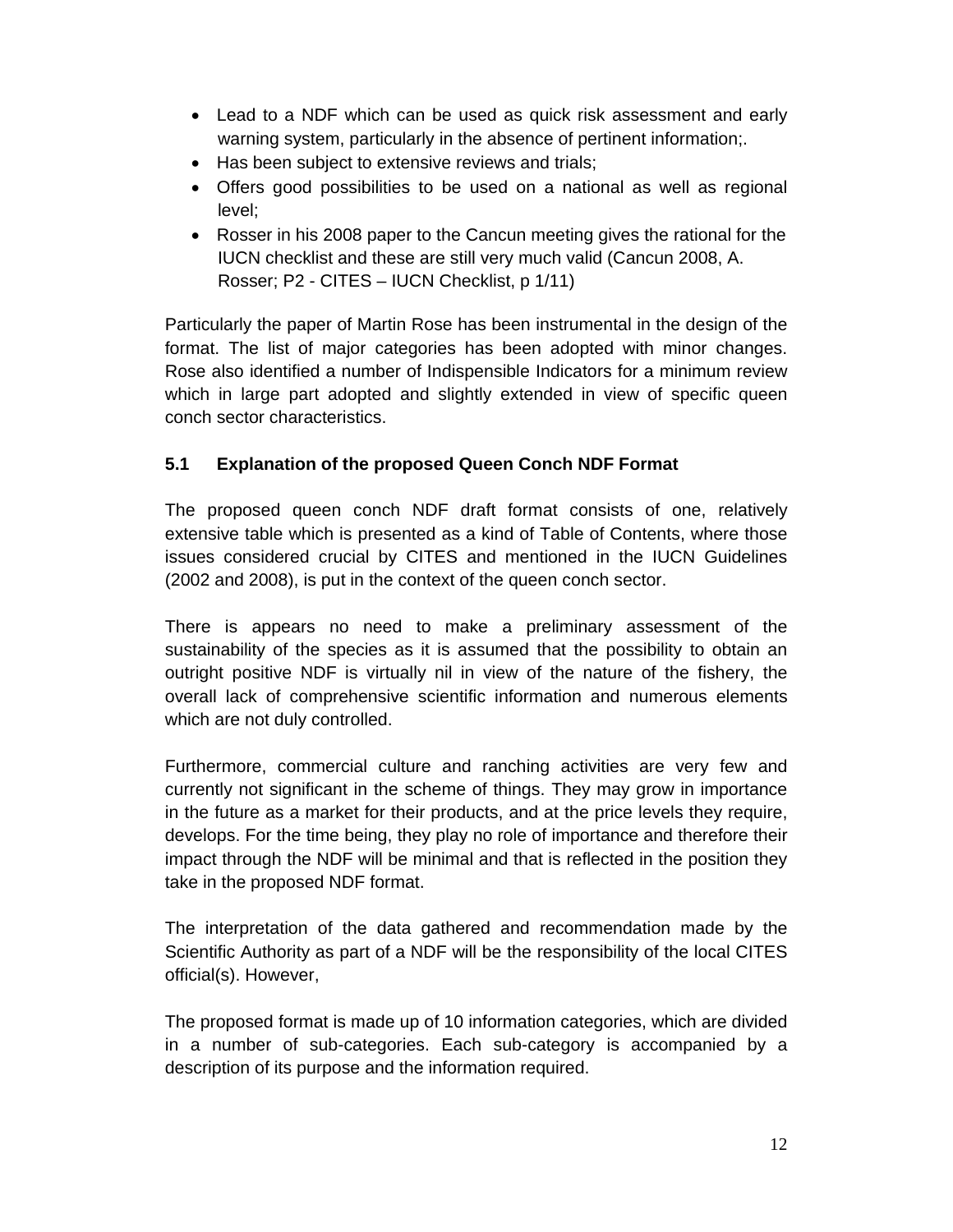- Lead to a NDF which can be used as quick risk assessment and early warning system, particularly in the absence of pertinent information;.
- Has been subject to extensive reviews and trials;
- Offers good possibilities to be used on a national as well as regional level;
- Rosser in his 2008 paper to the Cancun meeting gives the rational for the IUCN checklist and these are still very much valid (Cancun 2008, A. Rosser; P2 - CITES – IUCN Checklist, p 1/11)

Particularly the paper of Martin Rose has been instrumental in the design of the format. The list of major categories has been adopted with minor changes. Rose also identified a number of Indispensible Indicators for a minimum review which in large part adopted and slightly extended in view of specific queen conch sector characteristics.

### 5.1 Explanation of the proposed Queen Conch NDF Format

The proposed queen conch NDF draft format consists of one, relatively extensive table which is presented as a kind of Table of Contents, where those issues considered crucial by CITES and mentioned in the IUCN Guidelines (2002 and 2008), is put in the context of the queen conch sector.

There is appears no need to make a preliminary assessment of the sustainability of the species as it is assumed that the possibility to obtain an outright positive NDF is virtually nil in view of the nature of the fishery, the overall lack of comprehensive scientific information and numerous elements which are not duly controlled.

Furthermore, commercial culture and ranching activities are very few and currently not significant in the scheme of things. They may grow in importance in the future as a market for their products, and at the price levels they require, develops. For the time being, they play no role of importance and therefore their impact through the NDF will be minimal and that is reflected in the position they take in the proposed NDF format.

The interpretation of the data gathered and recommendation made by the Scientific Authority as part of a NDF will be the responsibility of the local CITES official(s). However,

The proposed format is made up of 10 information categories, which are divided in a number of sub-categories. Each sub-category is accompanied by a description of its purpose and the information required.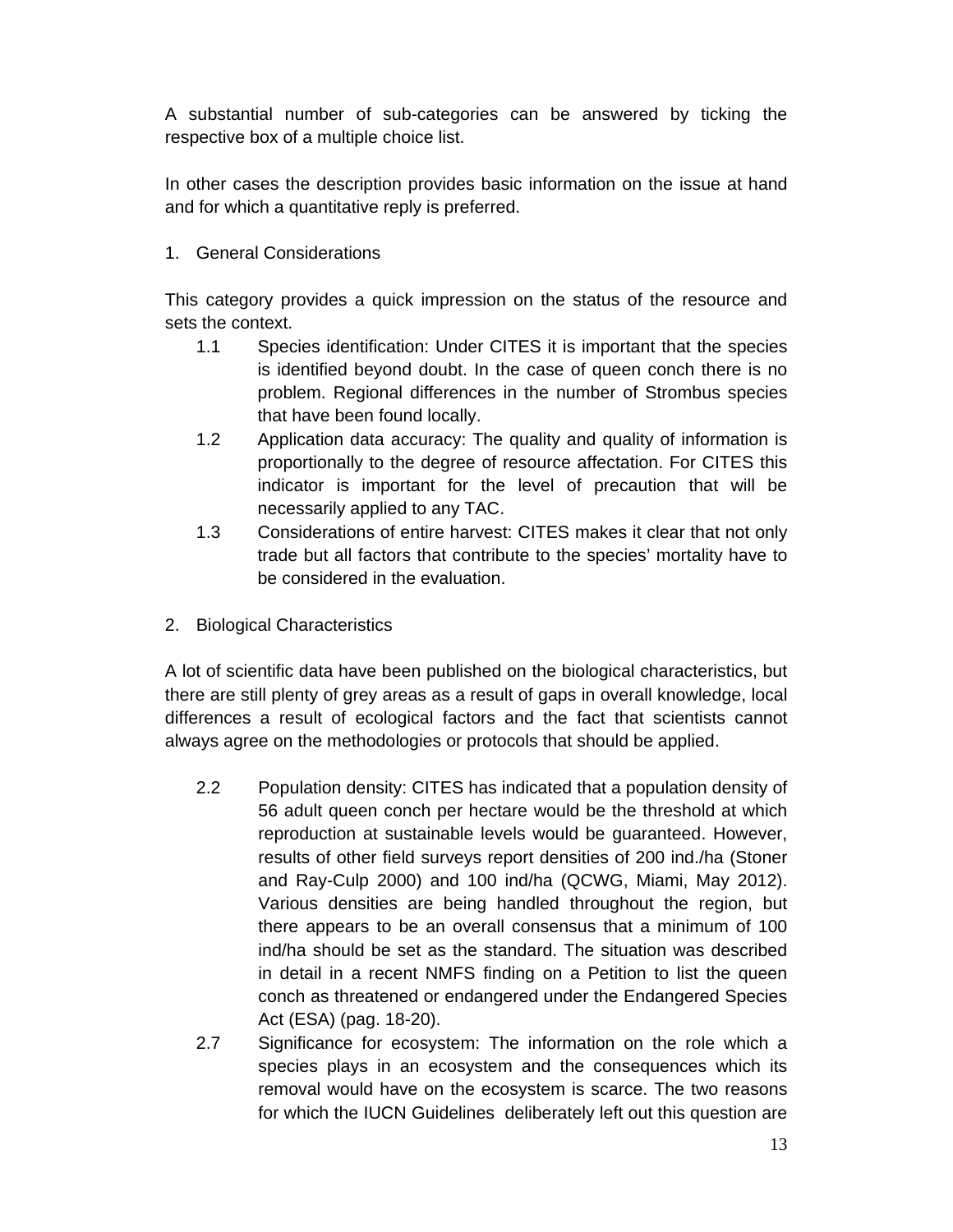A substantial number of sub-categories can be answered by ticking the respective box of a multiple choice list.

In other cases the description provides basic information on the issue at hand and for which a quantitative reply is preferred.

1. General Considerations

This category provides a quick impression on the status of the resource and sets the context.

1.1 Species identification: Under CITES it is important that the species is identified beyond doubt. In the case of queen conch there is no problem. Regional differences in the number of Strombus species that have been found locally.

1.2 Application data accuracy: The quality and quality of information is proportionally to the degree of resource affectation. For CITES this indicator is important for the level of precaution that will be necessarily applied to any TAC.

1.3 Considerations of entire harvest: CITES makes it clear that not only trade but all factors that contribute to the species' mortality have to be considered in the evaluation.

2. Biological Characteristics

A lot of scientific data have been published on the biological characteristics, but there are still plenty of grey areas as a result of gaps in overall knowledge, local differences a result of ecological factors and the fact that scientists cannot always agree on the methodologies or protocols that should be applied.

2.2 Population density: CITES has indicated that a population density of 56 adult queen conch per hectare would be the threshold at which reproduction at sustainable levels would be guaranteed. However, results of other field surveys report densities of 200 ind./ha (Stoner and Ray-Culp 2000) and 100 ind/ha (QCWG, Miami, May 2012). Various densities are being handled throughout the region, but there appears to be an overall consensus that a minimum of 100 ind/ha should be set as the standard. The situation was described in detail in a recent NMFS finding on a Petition to list the queen conch as threatened or endangered under the Endangered Species Act (ESA) (pag. 18-20).

2.7 Significance for ecosystem: The information on the role which a species plays in an ecosystem and the consequences which its removal would have on the ecosystem is scarce. The two reasons for which the IUCN Guidelines deliberately left out this question are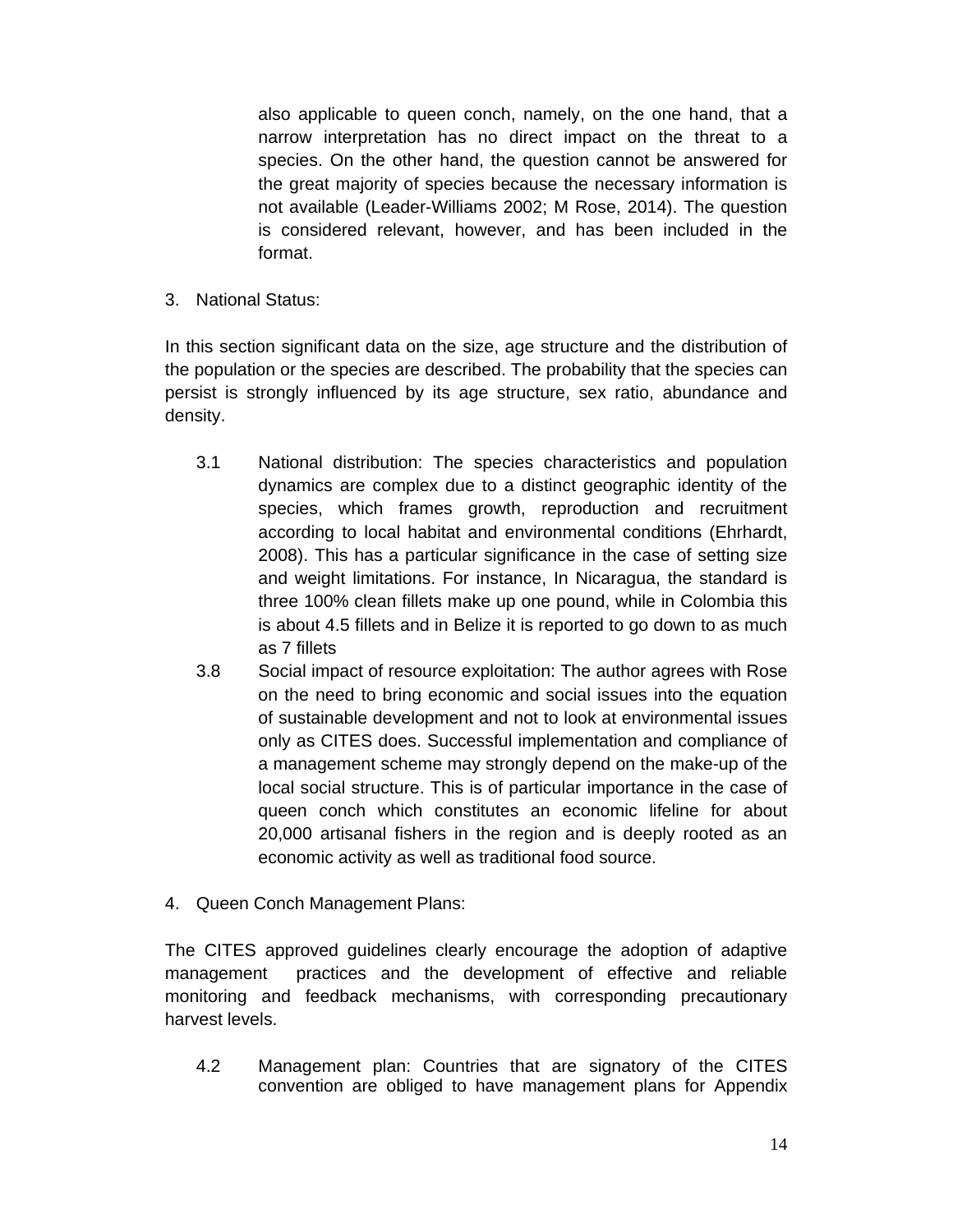also applicable to queen conch, namely, on the one hand, that a narrow interpretation has no direct impact on the threat to a species. On the other hand, the question cannot be answered for the great majority of species because the necessary information is not available (Leader-Williams 2002; M Rose, 2014). The question is considered relevant, however, and has been included in the format.

3. National Status:

In this section significant data on the size, age structure and the distribution of the population or the species are described. The probability that the species can persist is strongly influenced by its age structure, sex ratio, abundance and density.

3.1 National distribution: The species characteristics and population dynamics are complex due to a distinct geographic identity of the species, which frames growth, reproduction and recruitment according to local habitat and environmental conditions (Ehrhardt, 2008). This has a particular significance in the case of setting size and weight limitations. For instance, In Nicaragua, the standard is three 100% clean fillets make up one pound, while in Colombia this is about 4.5 fillets and in Belize it is reported to go down to as much as 7 fillets

3.8 Social impact of resource exploitation: The author agrees with Rose on the need to bring economic and social issues into the equation of sustainable development and not to look at environmental issues only as CITES does. Successful implementation and compliance of a management scheme may strongly depend on the make-up of the local social structure. This is of particular importance in the case of queen conch which constitutes an economic lifeline for about 20,000 artisanal fishers in the region and is deeply rooted as an economic activity as well as traditional food source.

4. Queen Conch Management Plans:

The CITES approved guidelines clearly encourage the adoption of adaptive management practices and the development of effective and reliable monitoring and feedback mechanisms, with corresponding precautionary harvest levels.

4.2 Management plan: Countries that are signatory of the CITES convention are obliged to have management plans for Appendix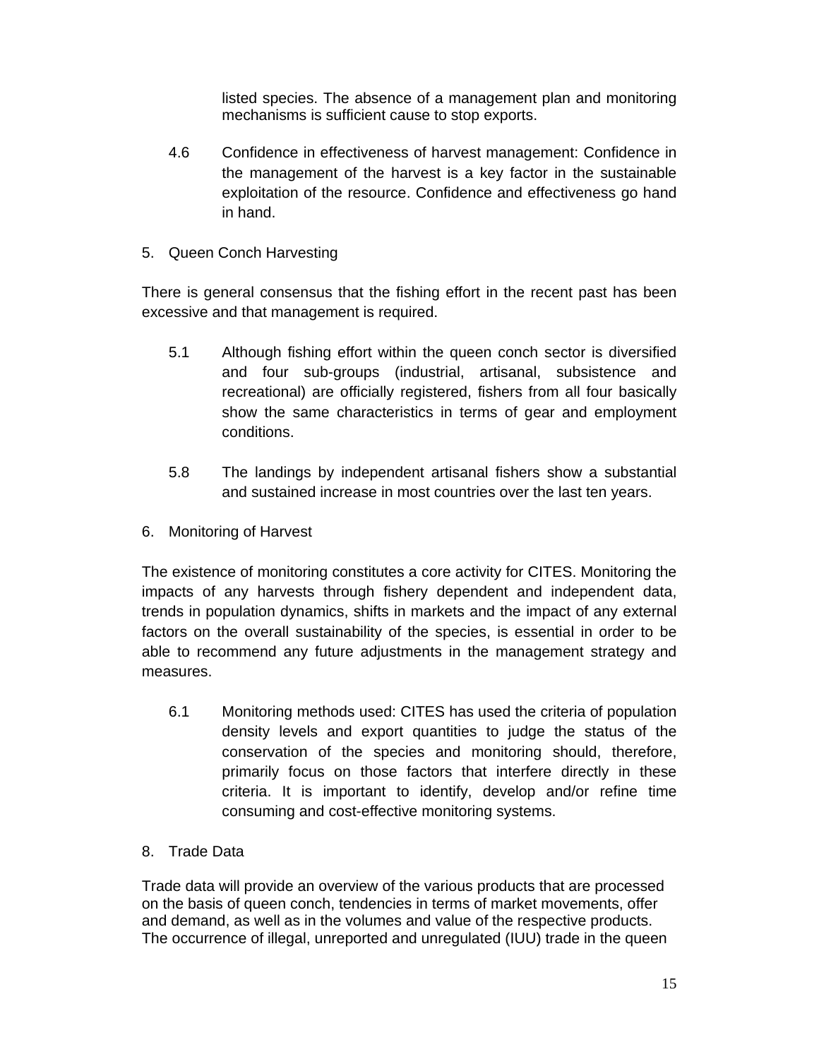listed species. The absence of a management plan and monitoring mechanisms is sufficient cause to stop exports.

4.6 Confidence in effectiveness of harvest management: Confidence in the management of the harvest is a key factor in the sustainable exploitation of the resource. Confidence and effectiveness go hand in hand.

5. Queen Conch Harvesting

There is general consensus that the fishing effort in the recent past has been excessive and that management is required.

5.1 Although fishing effort within the queen conch sector is diversified and four sub-groups (industrial, artisanal, subsistence and recreational) are officially registered, fishers from all four basically show the same characteristics in terms of gear and employment conditions.

5.8 The landings by independent artisanal fishers show a substantial and sustained increase in most countries over the last ten years.

6. Monitoring of Harvest

The existence of monitoring constitutes a core activity for CITES. Monitoring the impacts of any harvests through fishery dependent and independent data, trends in population dynamics, shifts in markets and the impact of any external factors on the overall sustainability of the species, is essential in order to be able to recommend any future adjustments in the management strategy and measures.

6.1 Monitoring methods used: CITES has used the criteria of population density levels and export quantities to judge the status of the conservation of the species and monitoring should, therefore, primarily focus on those factors that interfere directly in these criteria. It is important to identify, develop and/or refine time consuming and cost-effective monitoring systems.

8. Trade Data

Trade data will provide an overview of the various products that are processed on the basis of queen conch, tendencies in terms of market movements, offer and demand, as well as in the volumes and value of the respective products. The occurrence of illegal, unreported and unregulated (IUU) trade in the queen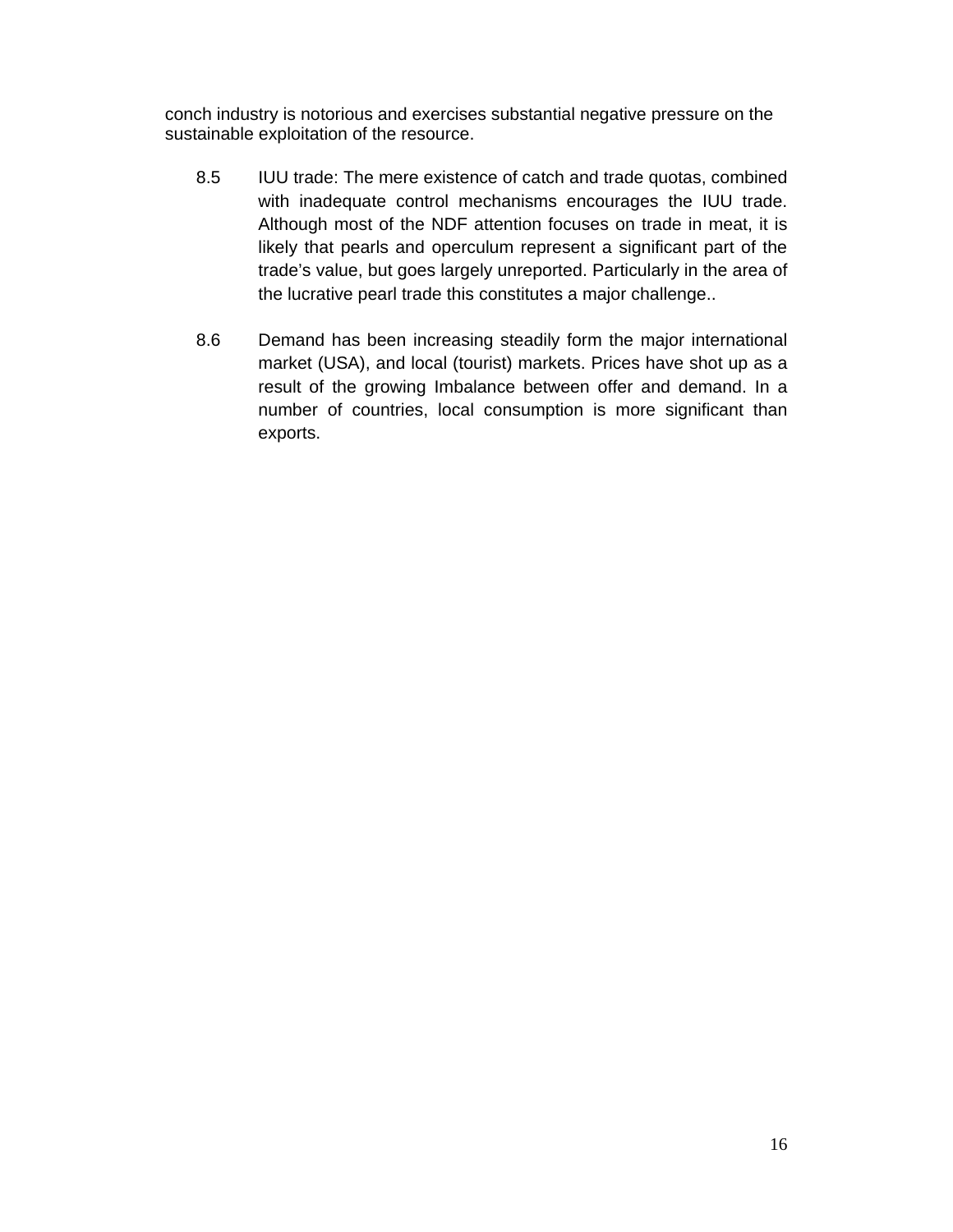conch industry is notorious and exercises substantial negative pressure on the sustainable exploitation of the resource.

8.5 IUU trade: The mere existence of catch and trade quotas, combined with inadequate control mechanisms encourages the IUU trade. Although most of the NDF attention focuses on trade in meat, it is likely that pearls and operculum represent a significant part of the trade's value, but goes largely unreported. Particularly in the area of the lucrative pearl trade this constitutes a major challenge..

8.6 Demand has been increasing steadily form the major international market (USA), and local (tourist) markets. Prices have shot up as a result of the growing Imbalance between offer and demand. In a number of countries, local consumption is more significant than exports.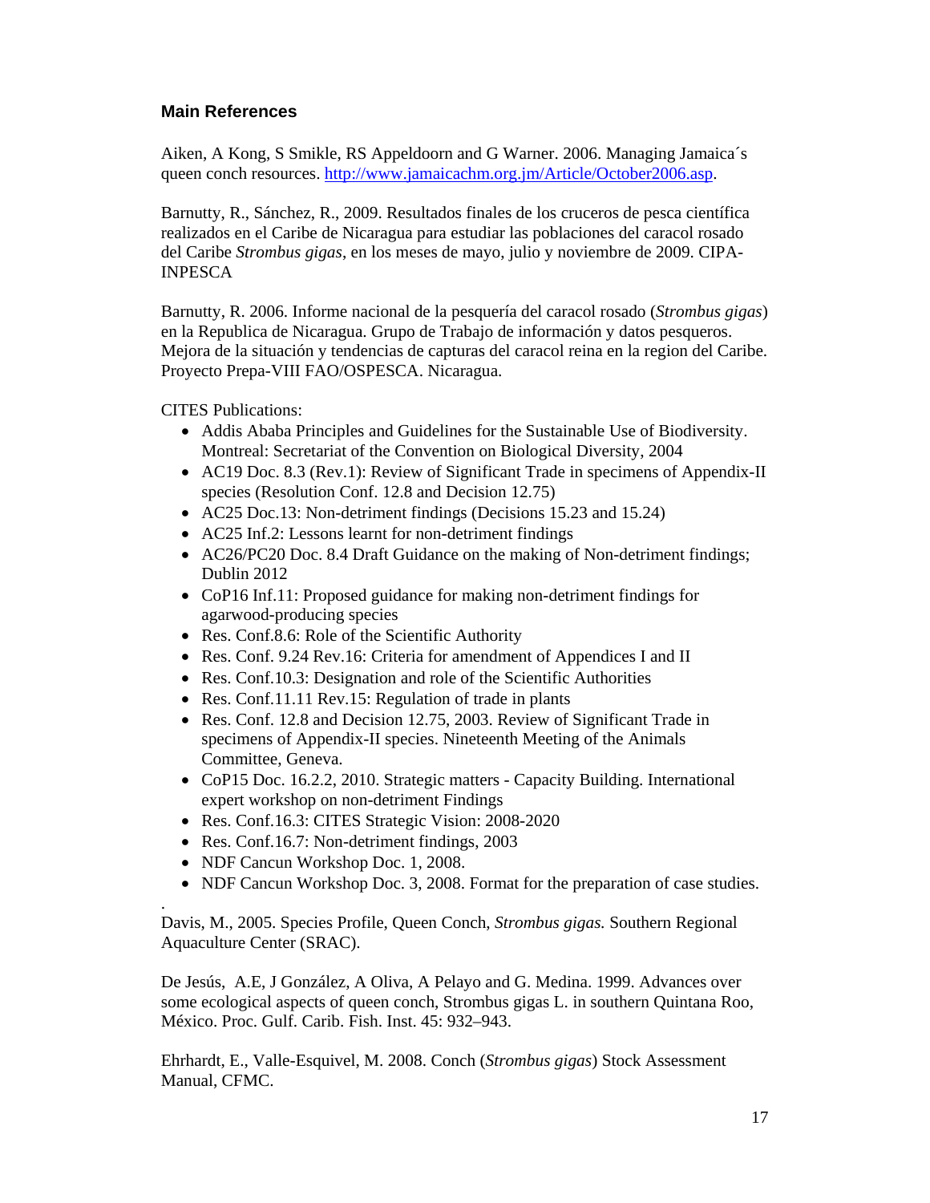## Main References

Aiken, A Kong, S Smikle, RS Appeldoorn and G Warner. 2006. Managing Jamaica´s queen conch resources. [http://www.jamaicachm.org.jm/Article/October2006.asp](http://www.jamaicachm.org.jm/Article/October2006.asp).

Barnutty, R., Sánchez, R., 2009. Resultados finales de los cruceros de pesca científica realizados en el Caribe de Nicaragua para estudiar las poblaciones del caracol rosado del Caribe *Strombus gigas*, en los meses de mayo, julio y noviembre de 2009. CIPA-INPESCA

Barnutty, R. 2006. Informe nacional de la pesquería del caracol rosado (*Strombus gigas*) en la Republica de Nicaragua. Grupo de Trabajo de información y datos pesqueros. Mejora de la situación y tendencias de capturas del caracol reina en la region del Caribe. Proyecto Prepa-VIII FAO/OSPESCA. Nicaragua.

CITES Publications:

- Addis Ababa Principles and Guidelines for the Sustainable Use of Biodiversity. Montreal: Secretariat of the Convention on Biological Diversity, 2004
- AC19 Doc. 8.3 (Rev.1): Review of Significant Trade in specimens of Appendix-II species (Resolution Conf. 12.8 and Decision 12.75)
- AC25 Doc.13: Non-detriment findings (Decisions 15.23 and 15.24)
- AC25 Inf.2: Lessons learnt for non-detriment findings
- AC26/PC20 Doc. 8.4 Draft Guidance on the making of Non-detriment findings; Dublin 2012
- CoP16 Inf.11: Proposed guidance for making non-detriment findings for agarwood-producing species
- Res. Conf.8.6: Role of the Scientific Authority
- Res. Conf. 9.24 Rev.16: Criteria for amendment of Appendices I and II
- Res. Conf.10.3: Designation and role of the Scientific Authorities
- Res. Conf.11.11 Rev.15: Regulation of trade in plants
- Res. Conf. 12.8 and Decision 12.75, 2003. Review of Significant Trade in specimens of Appendix-II species. Nineteenth Meeting of the Animals Committee, Geneva.
- CoP15 Doc. 16.2.2, 2010. Strategic matters - Capacity Building. International expert workshop on non-detriment Findings
- Res. Conf.16.3: CITES Strategic Vision: 2008-2020
- Res. Conf.16.7: Non-detriment findings, 2003
- NDF Cancun Workshop Doc. 1, 2008.
- NDF Cancun Workshop Doc. 3, 2008. Format for the preparation of case studies.

.
Davis, M., 2005. Species Profile, Queen Conch, *Strombus gigas.* Southern Regional Aquaculture Center (SRAC).

De Jesús, A.E, J González, A Oliva, A Pelayo and G. Medina. 1999. Advances over some ecological aspects of queen conch, Strombus gigas L. in southern Quintana Roo, México. Proc. Gulf. Carib. Fish. Inst. 45: 932–943.

Ehrhardt, E., Valle-Esquivel, M. 2008. Conch (*Strombus gigas*) Stock Assessment Manual, CFMC.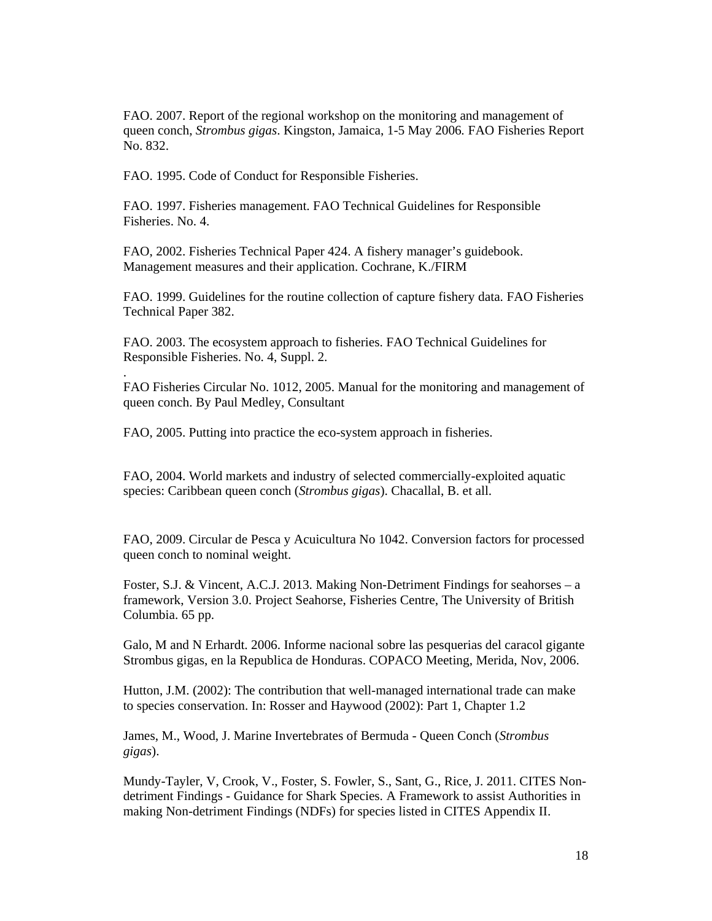FAO. 2007. Report of the regional workshop on the monitoring and management of queen conch, *Strombus gigas*. Kingston, Jamaica, 1-5 May 2006. FAO Fisheries Report No. 832.

FAO. 1995. Code of Conduct for Responsible Fisheries.

FAO. 1997. Fisheries management. FAO Technical Guidelines for Responsible Fisheries. No. 4.

FAO, 2002. Fisheries Technical Paper 424. A fishery manager's guidebook. Management measures and their application. Cochrane, K./FIRM

FAO. 1999. Guidelines for the routine collection of capture fishery data. FAO Fisheries Technical Paper 382.

FAO. 2003. The ecosystem approach to fisheries. FAO Technical Guidelines for Responsible Fisheries. No. 4, Suppl. 2.

.

FAO Fisheries Circular No. 1012, 2005. Manual for the monitoring and management of queen conch. By Paul Medley, Consultant

FAO, 2005. Putting into practice the eco-system approach in fisheries.

FAO, 2004. World markets and industry of selected commercially-exploited aquatic species: Caribbean queen conch (*Strombus gigas*). Chacallal, B. et all.

FAO, 2009. Circular de Pesca y Acuicultura No 1042. Conversion factors for processed queen conch to nominal weight.

Foster, S.J. & Vincent, A.C.J. 2013. Making Non-Detriment Findings for seahorses – a framework, Version 3.0. Project Seahorse, Fisheries Centre, The University of British Columbia. 65 pp.

Galo, M and N Erhardt. 2006. Informe nacional sobre las pesquerias del caracol gigante Strombus gigas, en la Republica de Honduras. COPACO Meeting, Merida, Nov, 2006.

Hutton, J.M. (2002): The contribution that well-managed international trade can make to species conservation. In: Rosser and Haywood (2002): Part 1, Chapter 1.2

James, M., Wood, J. Marine Invertebrates of Bermuda - Queen Conch (*Strombus gigas*).

Mundy-Tayler, V, Crook, V., Foster, S. Fowler, S., Sant, G., Rice, J. 2011. CITES Non-detriment Findings - Guidance for Shark Species. A Framework to assist Authorities in making Non-detriment Findings (NDFs) for species listed in CITES Appendix II.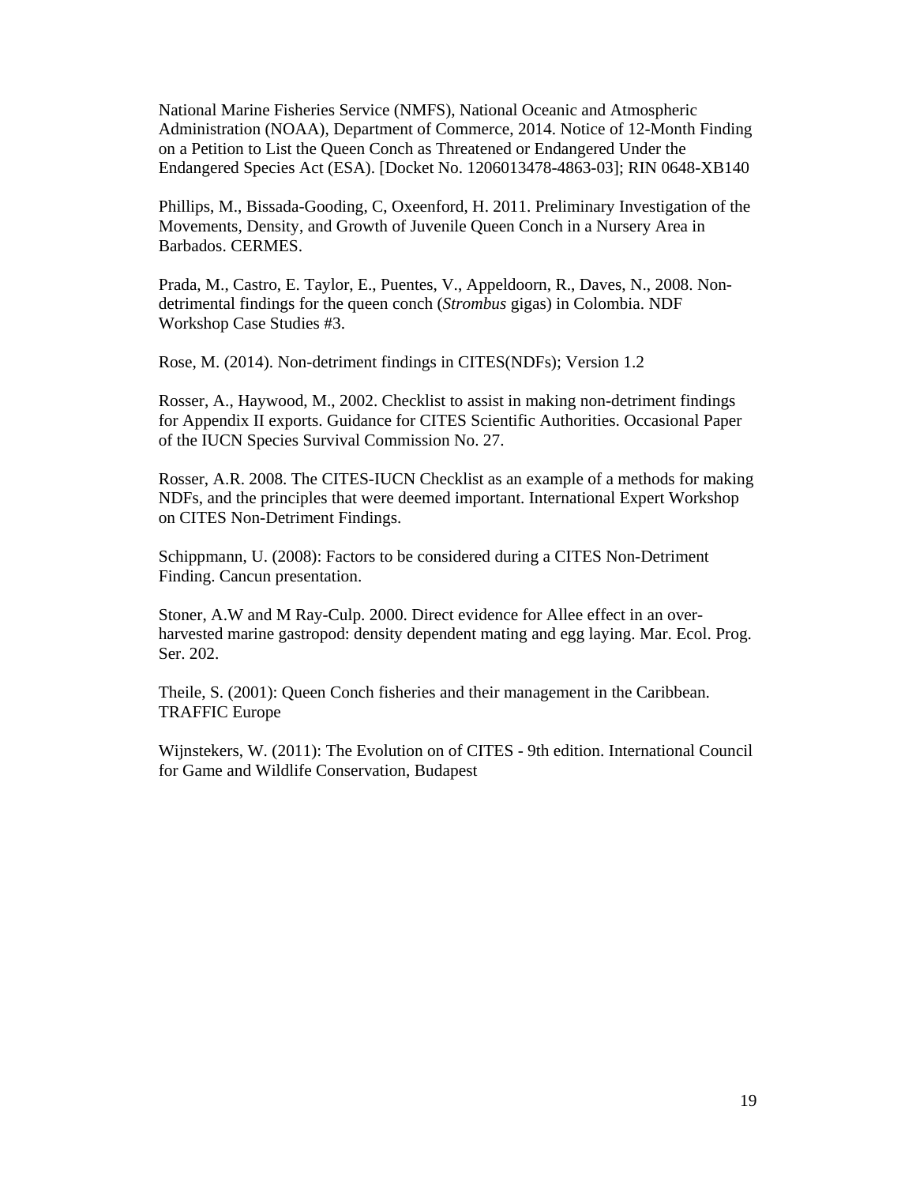National Marine Fisheries Service (NMFS), National Oceanic and Atmospheric Administration (NOAA), Department of Commerce, 2014. Notice of 12-Month Finding on a Petition to List the Queen Conch as Threatened or Endangered Under the Endangered Species Act (ESA). [Docket No. 1206013478-4863-03]; RIN 0648-XB140

Phillips, M., Bissada-Gooding, C, Oxeenford, H. 2011. Preliminary Investigation of the Movements, Density, and Growth of Juvenile Queen Conch in a Nursery Area in Barbados. CERMES.

Prada, M., Castro, E. Taylor, E., Puentes, V., Appeldoorn, R., Daves, N., 2008. Non-detrimental findings for the queen conch (*Strombus* gigas) in Colombia. NDF Workshop Case Studies #3.

Rose, M. (2014). Non-detriment findings in CITES(NDFs); Version 1.2

Rosser, A., Haywood, M., 2002. Checklist to assist in making non-detriment findings for Appendix II exports. Guidance for CITES Scientific Authorities. Occasional Paper of the IUCN Species Survival Commission No. 27.

Rosser, A.R. 2008. The CITES-IUCN Checklist as an example of a methods for making NDFs, and the principles that were deemed important. International Expert Workshop on CITES Non-Detriment Findings.

Schippmann, U. (2008): Factors to be considered during a CITES Non-Detriment Finding. Cancun presentation.

Stoner, A.W and M Ray-Culp. 2000. Direct evidence for Allee effect in an over-harvested marine gastropod: density dependent mating and egg laying. Mar. Ecol. Prog. Ser. 202.

Theile, S. (2001): Queen Conch fisheries and their management in the Caribbean. TRAFFIC Europe

Wijnstekers, W. (2011): The Evolution on of CITES - 9th edition. International Council for Game and Wildlife Conservation, Budapest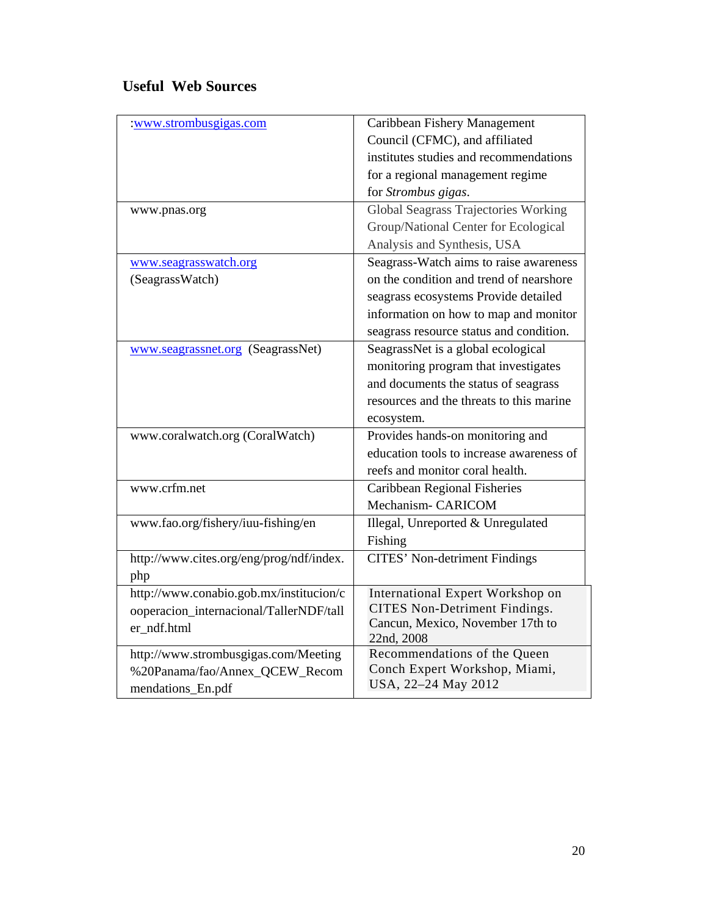### Useful Web Sources

| | |
|---|---|
| :www.strombusgigas.com | Caribbean Fishery Management Council (CFMC), and affiliated institutes studies and recommendations for a regional management regime for *Strombus gigas*. |
| www.pnas.org | Global Seagrass Trajectories Working Group/National Center for Ecological Analysis and Synthesis, USA |
| www.seagrasswatch.org (SeagrassWatch) | Seagrass-Watch aims to raise awareness on the condition and trend of nearshore seagrass ecosystems Provide detailed information on how to map and monitor seagrass resource status and condition. |
| www.seagrassnet.org (SeagrassNet) | SeagrassNet is a global ecological monitoring program that investigates and documents the status of seagrass resources and the threats to this marine ecosystem. |
| www.coralwatch.org (CoralWatch) | Provides hands-on monitoring and education tools to increase awareness of reefs and monitor coral health. |
| www.crfm.net | Caribbean Regional Fisheries Mechanism- CARICOM |
| www.fao.org/fishery/iuu-fishing/en | Illegal, Unreported & Unregulated Fishing |
| http://www.cites.org/eng/prog/ndf/index.php | CITES' Non-detriment Findings |
| http://www.conabio.gob.mx/institucion/cooperacion_internacional/TallerNDF/taller_ndf.html | International Expert Workshop on CITES Non-Detriment Findings. Cancun, Mexico, November 17th to 22nd, 2008 |
| http://www.strombusgigas.com/Meeting%20Panama/fao/Annex_QCEW_Recommendations_En.pdf | Recommendations of the Queen Conch Expert Workshop, Miami, USA, 22–24 May 2012 |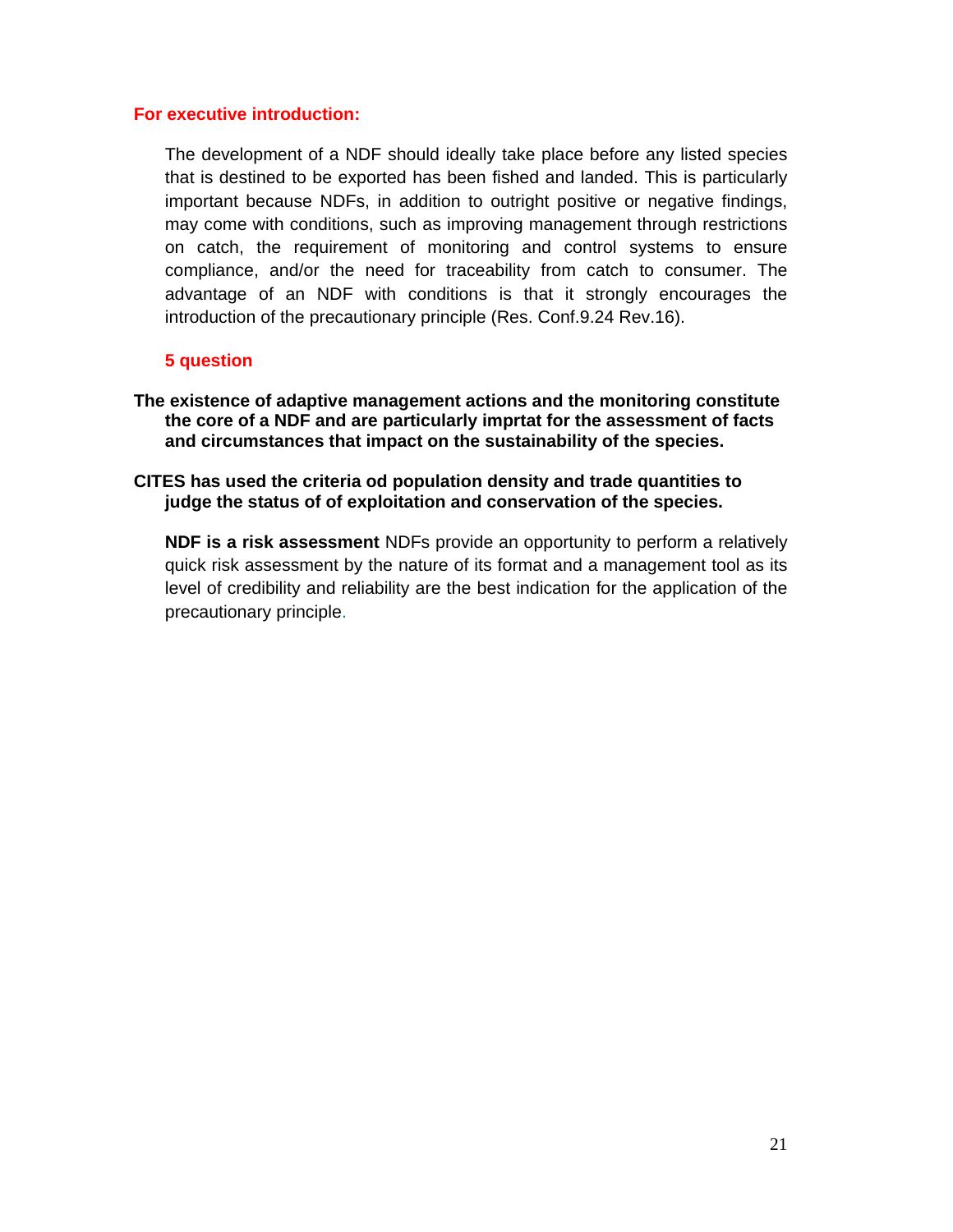**For executive introduction:**

The development of a NDF should ideally take place before any listed species that is destined to be exported has been fished and landed. This is particularly important because NDFs, in addition to outright positive or negative findings, may come with conditions, such as improving management through restrictions on catch, the requirement of monitoring and control systems to ensure compliance, and/or the need for traceability from catch to consumer. The advantage of an NDF with conditions is that it strongly encourages the introduction of the precautionary principle (Res. Conf.9.24 Rev.16).

**5 question**

**The existence of adaptive management actions and the monitoring constitute the core of a NDF and are particularly imprtat for the assessment of facts and circumstances that impact on the sustainability of the species.**

**CITES has used the criteria od population density and trade quantities to judge the status of of exploitation and conservation of the species.**

**NDF is a risk assessment** NDFs provide an opportunity to perform a relatively quick risk assessment by the nature of its format and a management tool as its level of credibility and reliability are the best indication for the application of the precautionary principle.